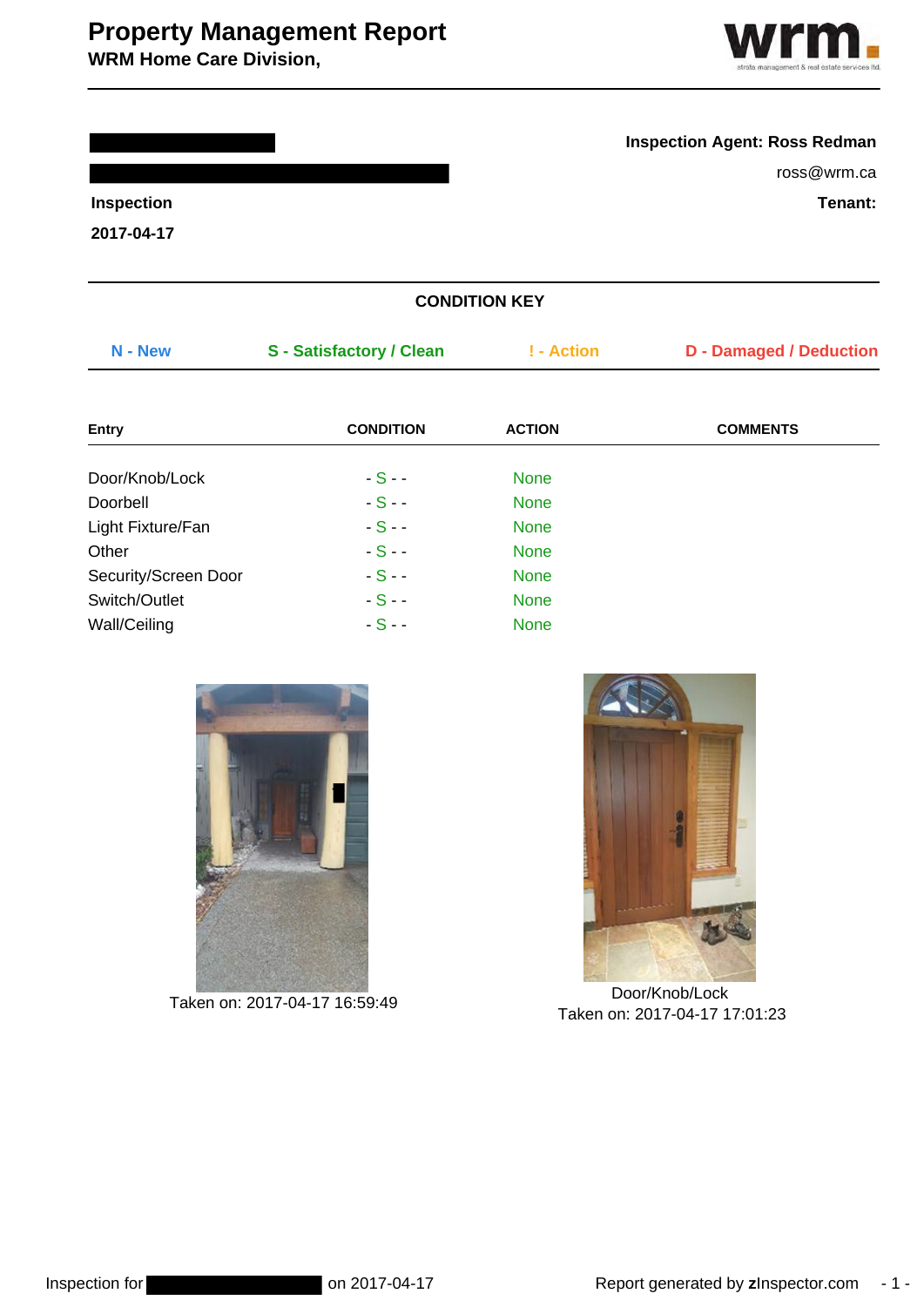# Property Management Report

**WRM Home Care Division,**

**Inspection Agent: Ross Redman**

ross@wrm.ca

**Inspection**

**2017-04-17**

**Tenant:**

### CONDITION KEY

**N - New** **S - Satisfactory / Clean** **! - Action** **D - Damaged / Deduction**

| Entry | CONDITION | ACTION | COMMENTS |
|---|---|---|---|
| Door/Knob/Lock | - S - - | None | |
| Doorbell | - S - - | None | |
| Light Fixture/Fan | - S - - | None | |
| Other | - S - - | None | |
| Security/Screen Door | - S - - | None | |
| Switch/Outlet | - S - - | None | |
| Wall/Ceiling | - S - - | None | |

Taken on: 2017-04-17 16:59:49

Door/Knob/Lock
Taken on: 2017-04-17 17:01:23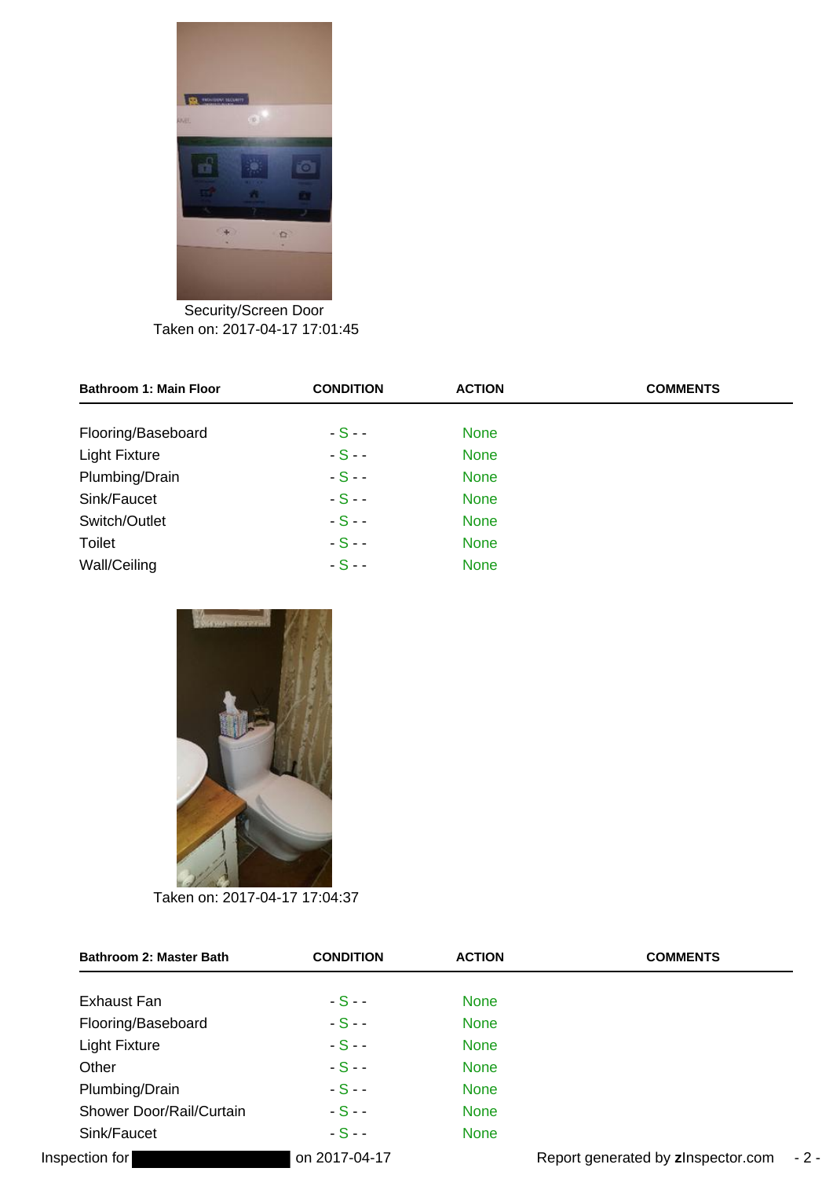Security/Screen Door
Taken on: 2017-04-17 17:01:45

| Bathroom 1: Main Floor | CONDITION | ACTION | COMMENTS |
| --- | --- | --- | --- |
| Flooring/Baseboard | - S - - | None | |
| Light Fixture | - S - - | None | |
| Plumbing/Drain | - S - - | None | |
| Sink/Faucet | - S - - | None | |
| Switch/Outlet | - S - - | None | |
| Toilet | - S - - | None | |
| Wall/Ceiling | - S - - | None | |

Taken on: 2017-04-17 17:04:37

| Bathroom 2: Master Bath | CONDITION | ACTION | COMMENTS |
| --- | --- | --- | --- |
| Exhaust Fan | - S - - | None | |
| Flooring/Baseboard | - S - - | None | |
| Light Fixture | - S - - | None | |
| Other | - S - - | None | |
| Plumbing/Drain | - S - - | None | |
| Shower Door/Rail/Curtain | - S - - | None | |
| Sink/Faucet | - S - - | None | |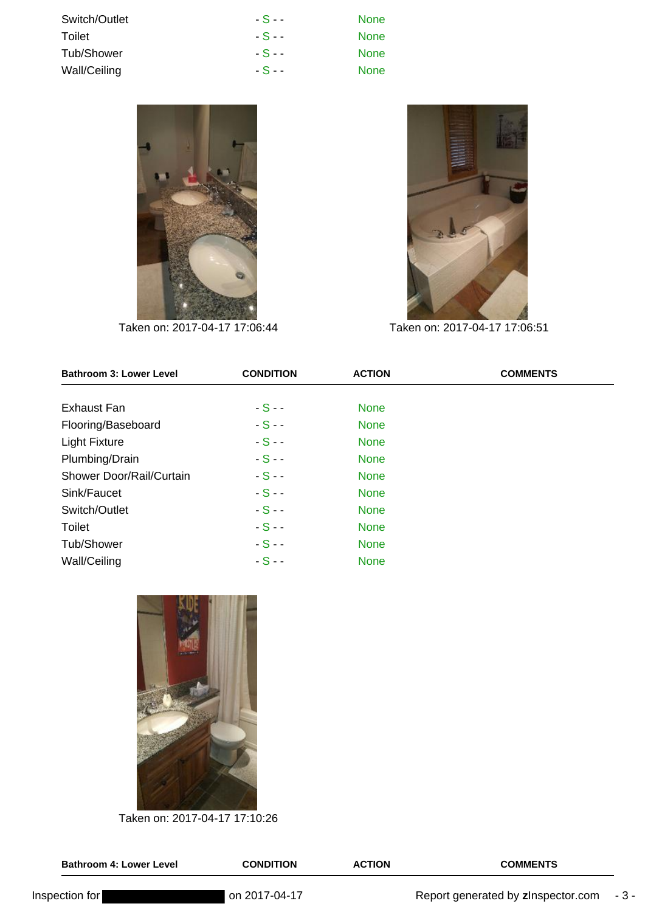| | | | |
|---|---|---|---|
| Switch/Outlet | - S - - | None | |
| Toilet | - S - - | None | |
| Tub/Shower | - S - - | None | |
| Wall/Ceiling | - S - - | None | |

Taken on: 2017-04-17 17:06:44

Taken on: 2017-04-17 17:06:51

| Bathroom 3: Lower Level | CONDITION | ACTION | COMMENTS |
|---|---|---|---|
| Exhaust Fan | - S - - | None | |
| Flooring/Baseboard | - S - - | None | |
| Light Fixture | - S - - | None | |
| Plumbing/Drain | - S - - | None | |
| Shower Door/Rail/Curtain | - S - - | None | |
| Sink/Faucet | - S - - | None | |
| Switch/Outlet | - S - - | None | |
| Toilet | - S - - | None | |
| Tub/Shower | - S - - | None | |
| Wall/Ceiling | - S - - | None | |

Taken on: 2017-04-17 17:10:26

| Bathroom 4: Lower Level | CONDITION | ACTION | COMMENTS |
|---|---|---|---|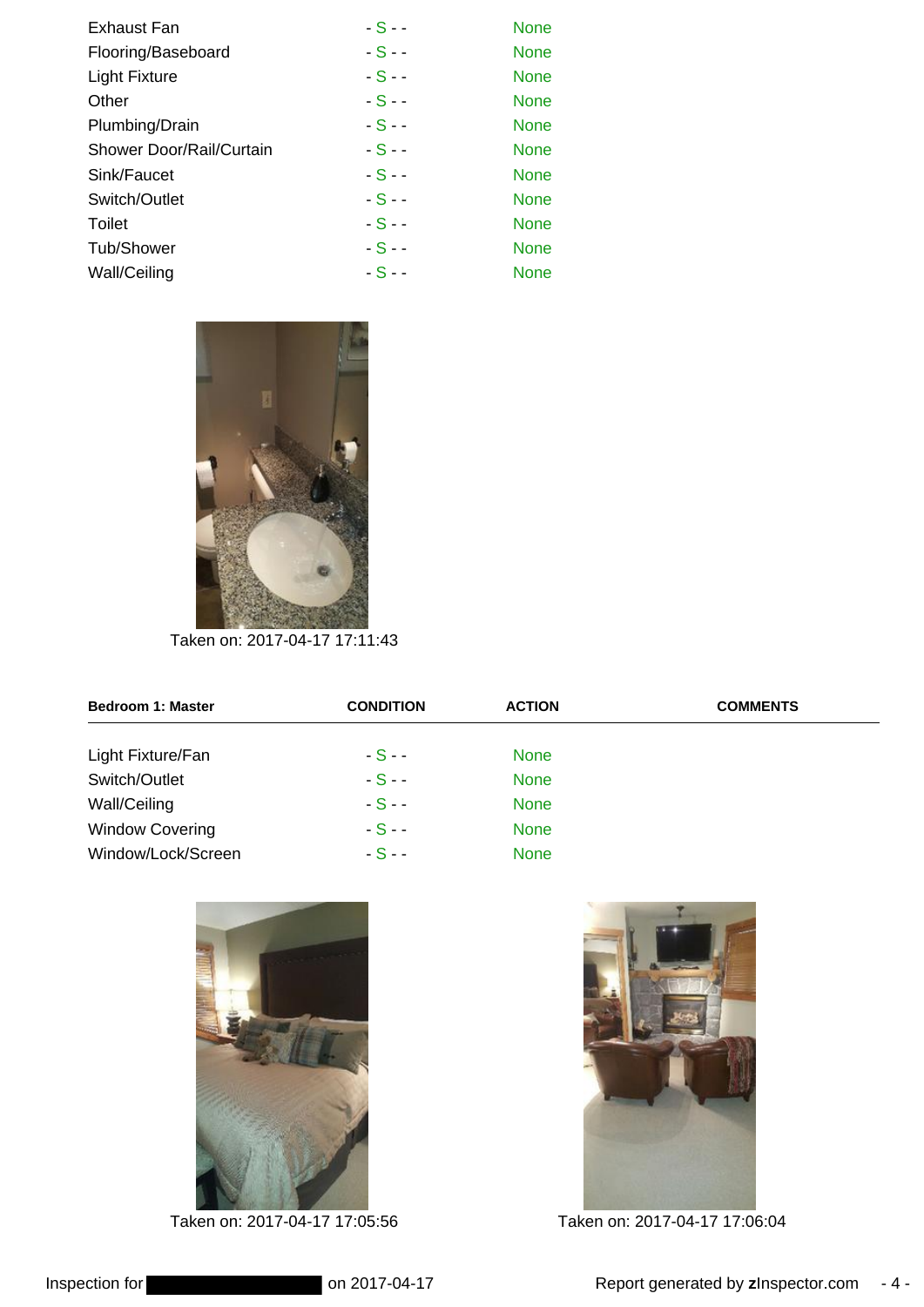| | | |
|---|---|---|
| Exhaust Fan | - S - - | None |
| Flooring/Baseboard | - S - - | None |
| Light Fixture | - S - - | None |
| Other | - S - - | None |
| Plumbing/Drain | - S - - | None |
| Shower Door/Rail/Curtain | - S - - | None |
| Sink/Faucet | - S - - | None |
| Switch/Outlet | - S - - | None |
| Toilet | - S - - | None |
| Tub/Shower | - S - - | None |
| Wall/Ceiling | - S - - | None |

Taken on: 2017-04-17 17:11:43

| **Bedroom 1: Master** | **CONDITION** | **ACTION** | **COMMENTS** |
|---|---|---|---|
| Light Fixture/Fan | - S - - | None | |
| Switch/Outlet | - S - - | None | |
| Wall/Ceiling | - S - - | None | |
| Window Covering | - S - - | None | |
| Window/Lock/Screen | - S - - | None | |

Taken on: 2017-04-17 17:05:56

Taken on: 2017-04-17 17:06:04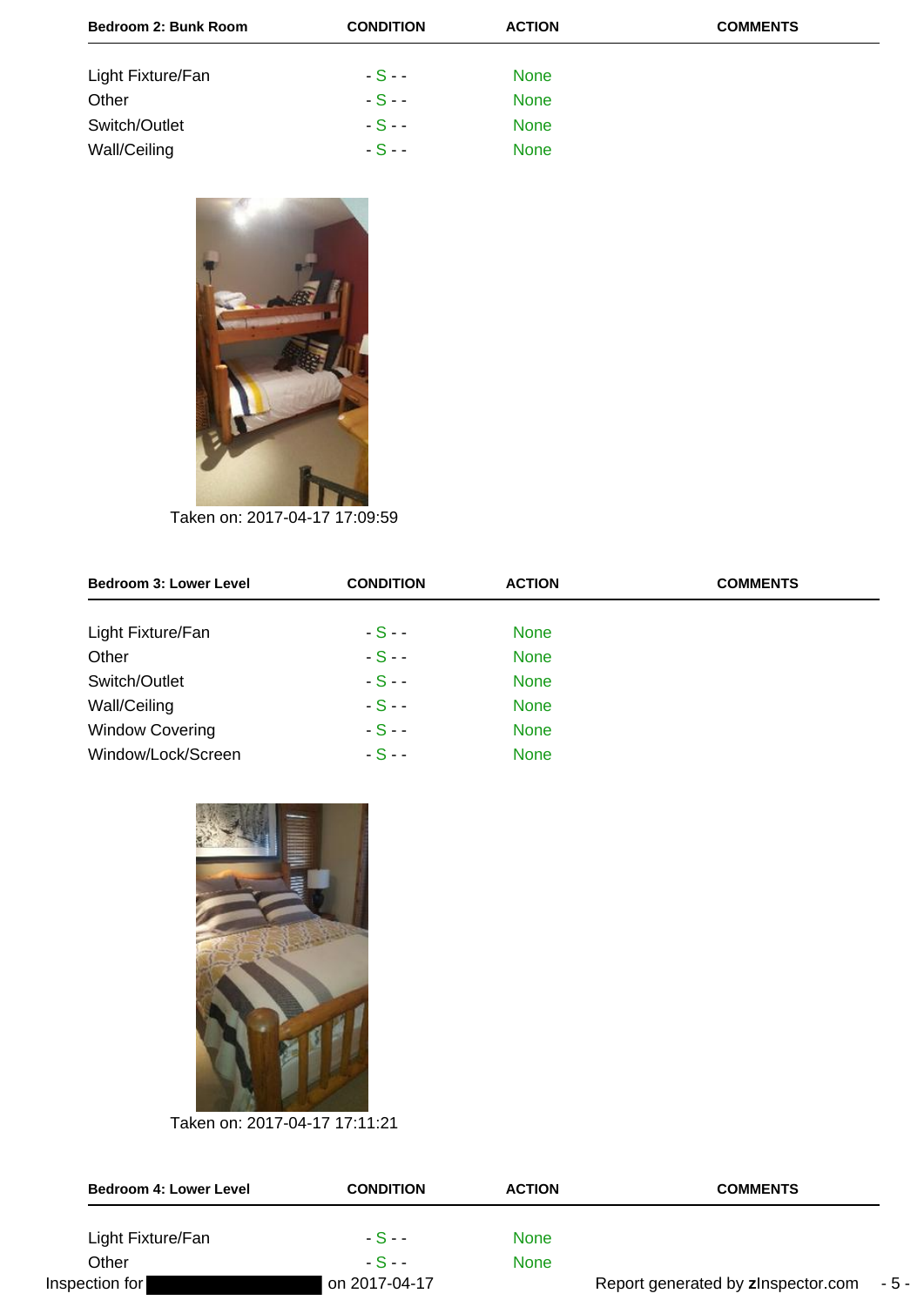| Bedroom 2: Bunk Room | CONDITION | ACTION | COMMENTS |
|---|---|---|---|
| Light Fixture/Fan | - S - - | None | |
| Other | - S - - | None | |
| Switch/Outlet | - S - - | None | |
| Wall/Ceiling | - S - - | None | |

Taken on: 2017-04-17 17:09:59

| Bedroom 3: Lower Level | CONDITION | ACTION | COMMENTS |
|---|---|---|---|
| Light Fixture/Fan | - S - - | None | |
| Other | - S - - | None | |
| Switch/Outlet | - S - - | None | |
| Wall/Ceiling | - S - - | None | |
| Window Covering | - S - - | None | |
| Window/Lock/Screen | - S - - | None | |

Taken on: 2017-04-17 17:11:21

| Bedroom 4: Lower Level | CONDITION | ACTION | COMMENTS |
|---|---|---|---|
| Light Fixture/Fan | - S - - | None | |
| Other | - S - - | None | |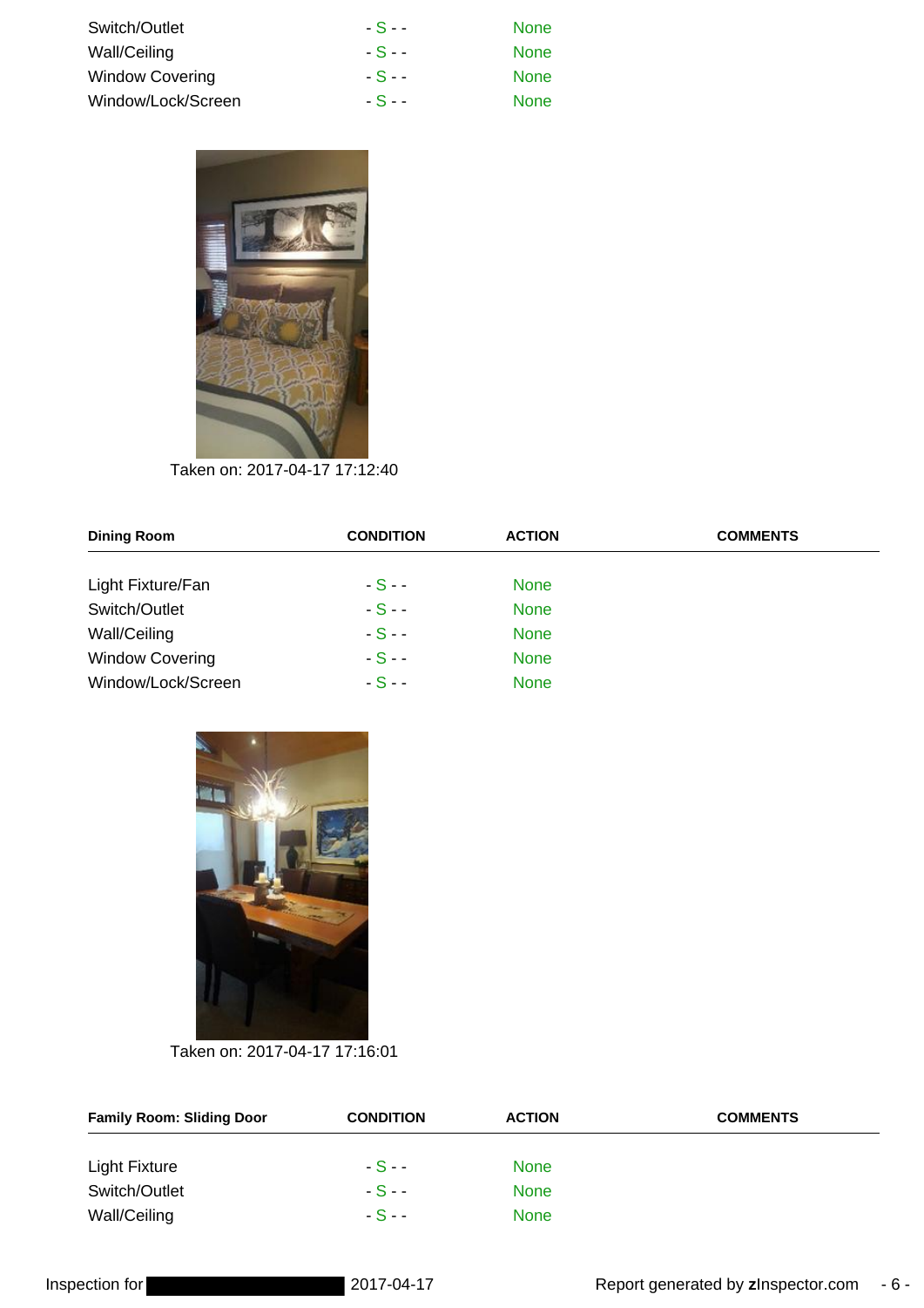| | | | |
|---|---|---|---|
| Switch/Outlet | - S - - | None | |
| Wall/Ceiling | - S - - | None | |
| Window Covering | - S - - | None | |
| Window/Lock/Screen | - S - - | None | |

Taken on: 2017-04-17 17:12:40

| Dining Room | CONDITION | ACTION | COMMENTS |
|---|---|---|---|
| Light Fixture/Fan | - S - - | None | |
| Switch/Outlet | - S - - | None | |
| Wall/Ceiling | - S - - | None | |
| Window Covering | - S - - | None | |
| Window/Lock/Screen | - S - - | None | |

Taken on: 2017-04-17 17:16:01

| Family Room: Sliding Door | CONDITION | ACTION | COMMENTS |
|---|---|---|---|
| Light Fixture | - S - - | None | |
| Switch/Outlet | - S - - | None | |
| Wall/Ceiling | - S - - | None | |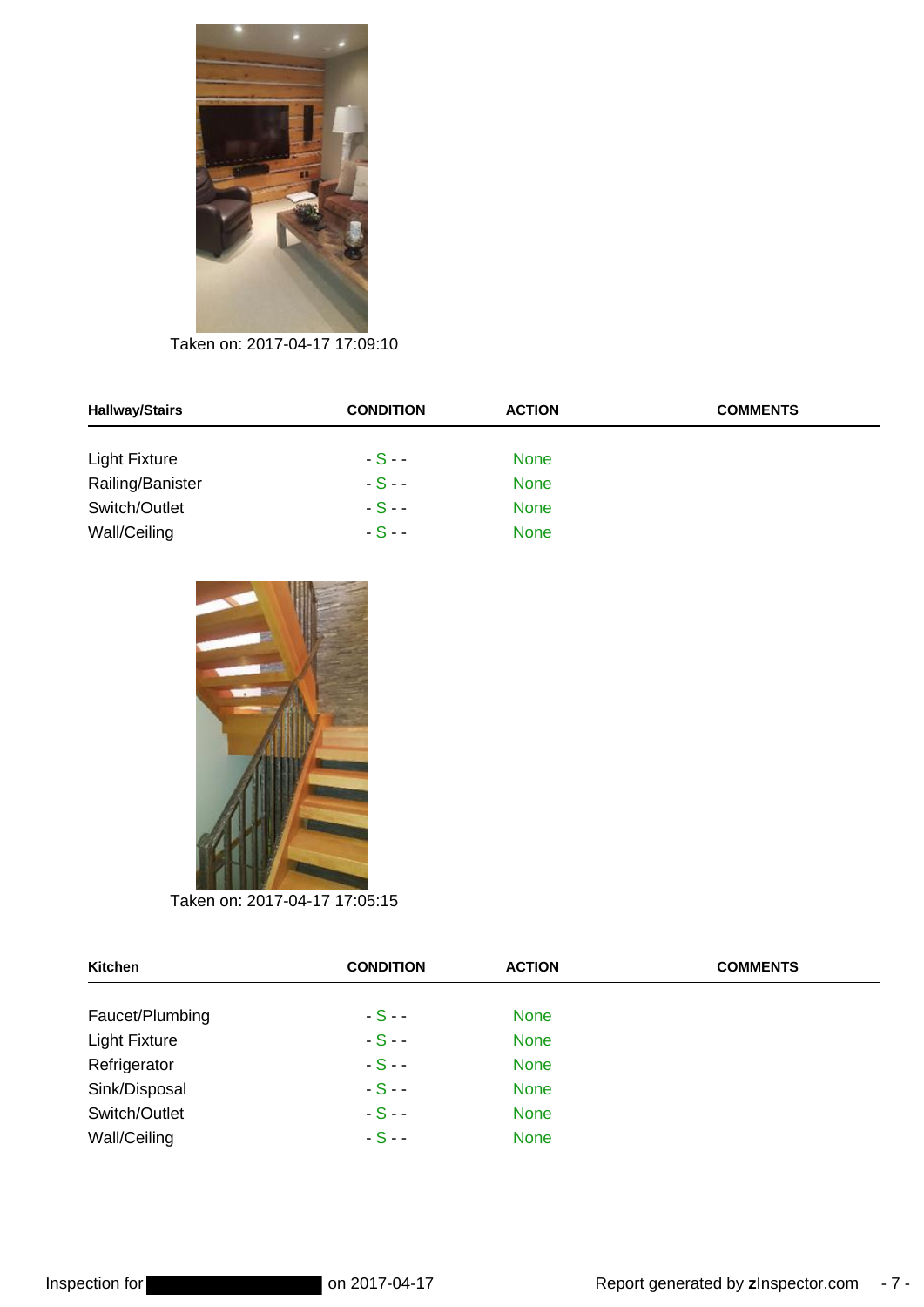Taken on: 2017-04-17 17:09:10

| Hallway/Stairs | CONDITION | ACTION | COMMENTS |
|---|---|---|---|
| Light Fixture | - S - - | None | |
| Railing/Banister | - S - - | None | |
| Switch/Outlet | - S - - | None | |
| Wall/Ceiling | - S - - | None | |

Taken on: 2017-04-17 17:05:15

| Kitchen | CONDITION | ACTION | COMMENTS |
|---|---|---|---|
| Faucet/Plumbing | - S - - | None | |
| Light Fixture | - S - - | None | |
| Refrigerator | - S - - | None | |
| Sink/Disposal | - S - - | None | |
| Switch/Outlet | - S - - | None | |
| Wall/Ceiling | - S - - | None | |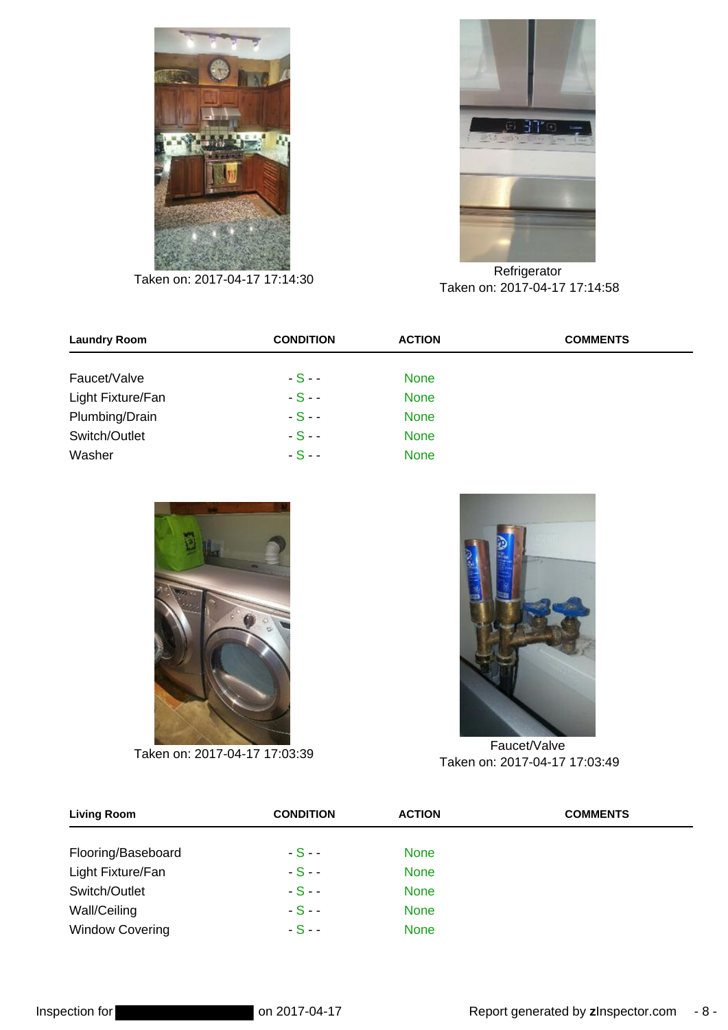Taken on: 2017-04-17 17:14:30

Refrigerator
Taken on: 2017-04-17 17:14:58

| Laundry Room | CONDITION | ACTION | COMMENTS |
|---|---|---|---|
| Faucet/Valve | - S - - | None | |
| Light Fixture/Fan | - S - - | None | |
| Plumbing/Drain | - S - - | None | |
| Switch/Outlet | - S - - | None | |
| Washer | - S - - | None | |

Taken on: 2017-04-17 17:03:39

Faucet/Valve
Taken on: 2017-04-17 17:03:49

| Living Room | CONDITION | ACTION | COMMENTS |
|---|---|---|---|
| Flooring/Baseboard | - S - - | None | |
| Light Fixture/Fan | - S - - | None | |
| Switch/Outlet | - S - - | None | |
| Wall/Ceiling | - S - - | None | |
| Window Covering | - S - - | None | |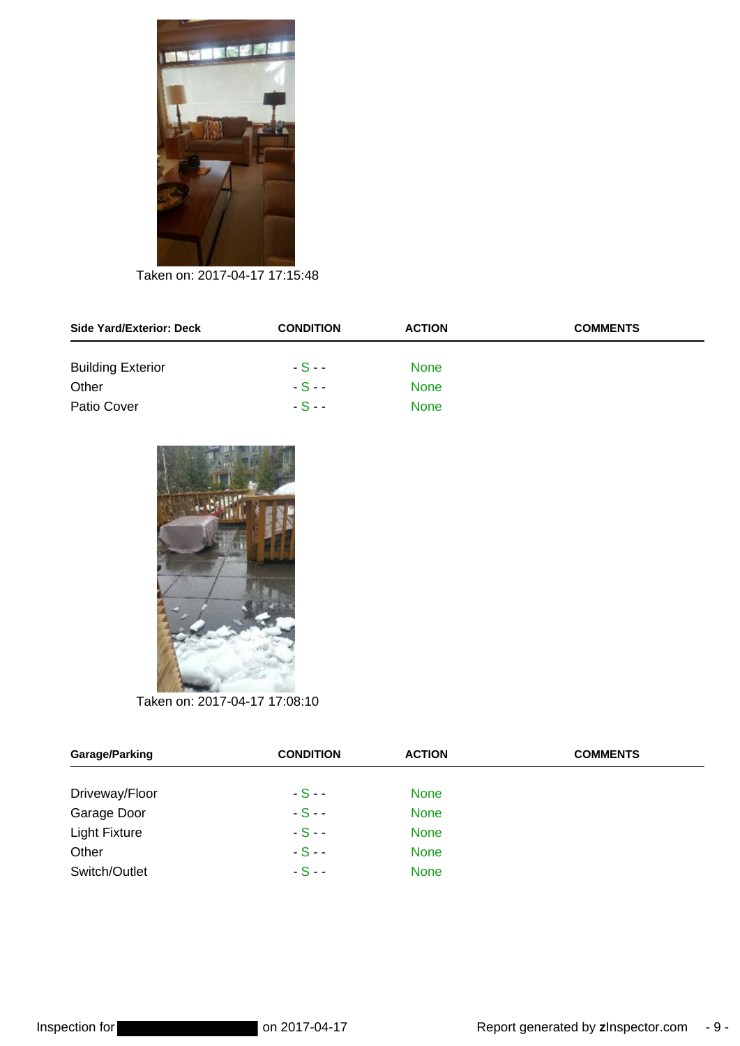Taken on: 2017-04-17 17:15:48

| Side Yard/Exterior: Deck | CONDITION | ACTION | COMMENTS |
| --- | --- | --- | --- |
| Building Exterior | - S - - | None | |
| Other | - S - - | None | |
| Patio Cover | - S - - | None | |

Taken on: 2017-04-17 17:08:10

| Garage/Parking | CONDITION | ACTION | COMMENTS |
| --- | --- | --- | --- |
| Driveway/Floor | - S - - | None | |
| Garage Door | - S - - | None | |
| Light Fixture | - S - - | None | |
| Other | - S - - | None | |
| Switch/Outlet | - S - - | None | |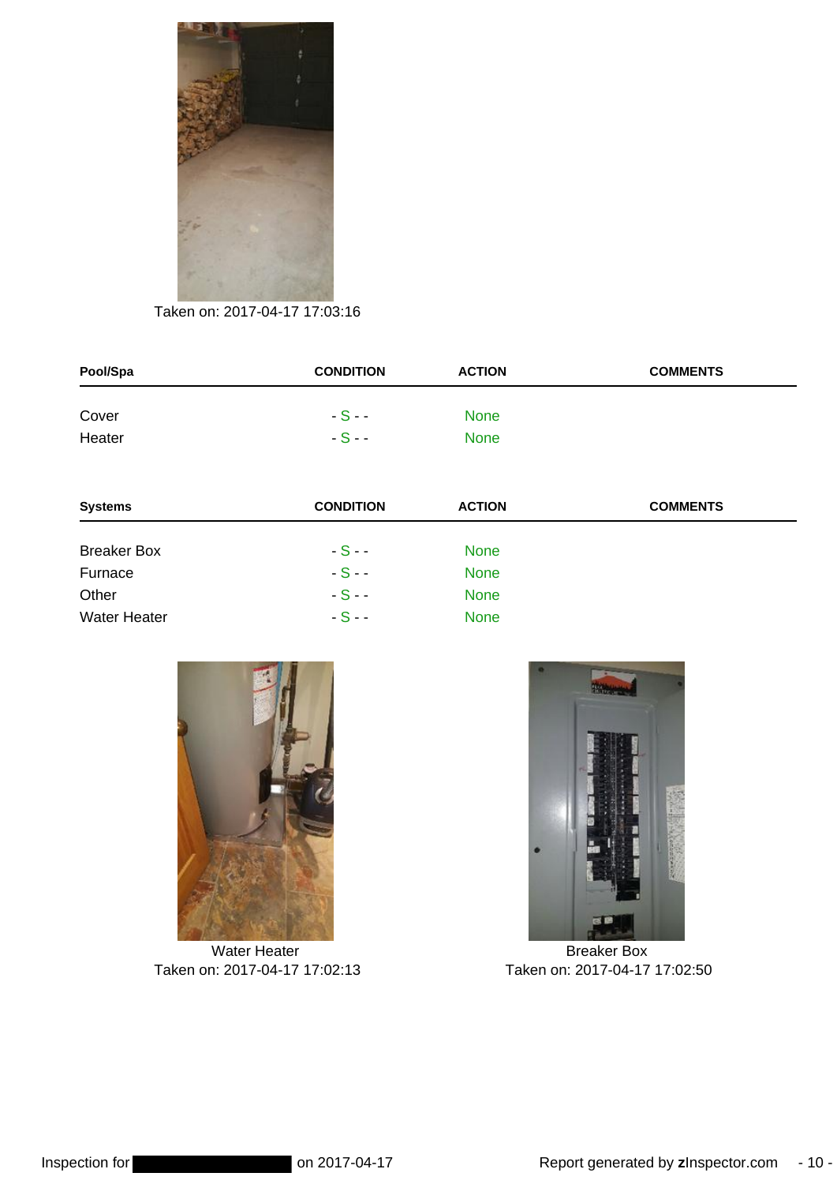Taken on: 2017-04-17 17:03:16

| Pool/Spa | CONDITION | ACTION | COMMENTS |
| --- | --- | --- | --- |
| Cover | - S - - | None | |
| Heater | - S - - | None | |

| Systems | CONDITION | ACTION | COMMENTS |
| --- | --- | --- | --- |
| Breaker Box | - S - - | None | |
| Furnace | - S - - | None | |
| Other | - S - - | None | |
| Water Heater | - S - - | None | |

Water Heater
Taken on: 2017-04-17 17:02:13

Breaker Box
Taken on: 2017-04-17 17:02:50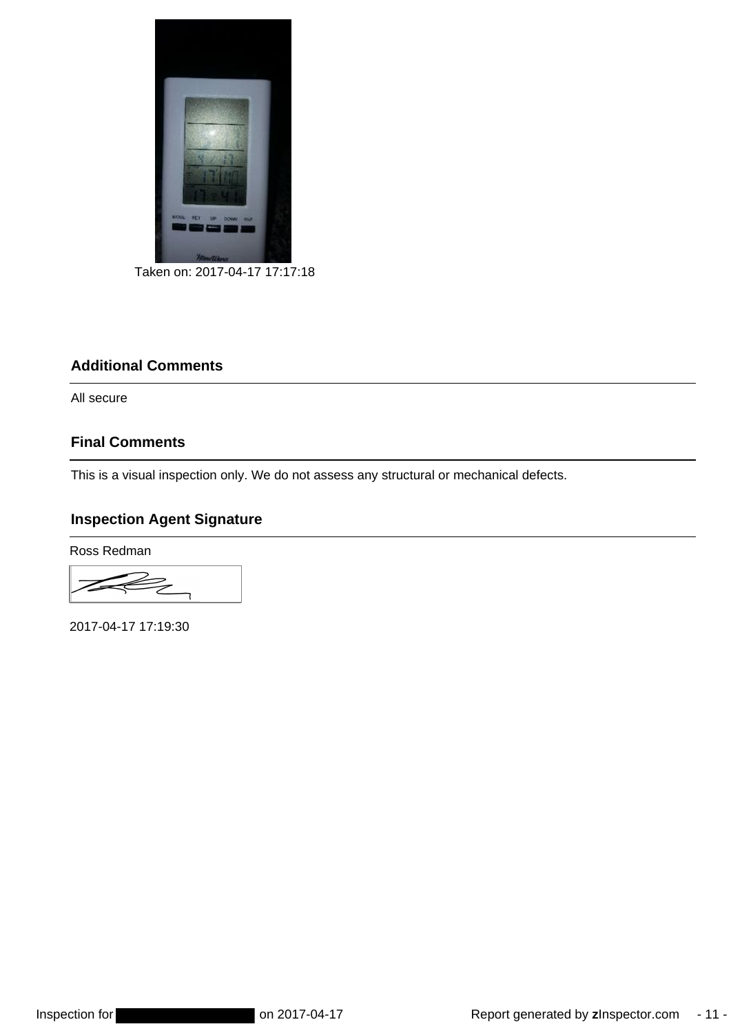Taken on: 2017-04-17 17:17:18

## Additional Comments

All secure

## Final Comments

This is a visual inspection only. We do not assess any structural or mechanical defects.

## Inspection Agent Signature

Ross Redman

2017-04-17 17:19:30